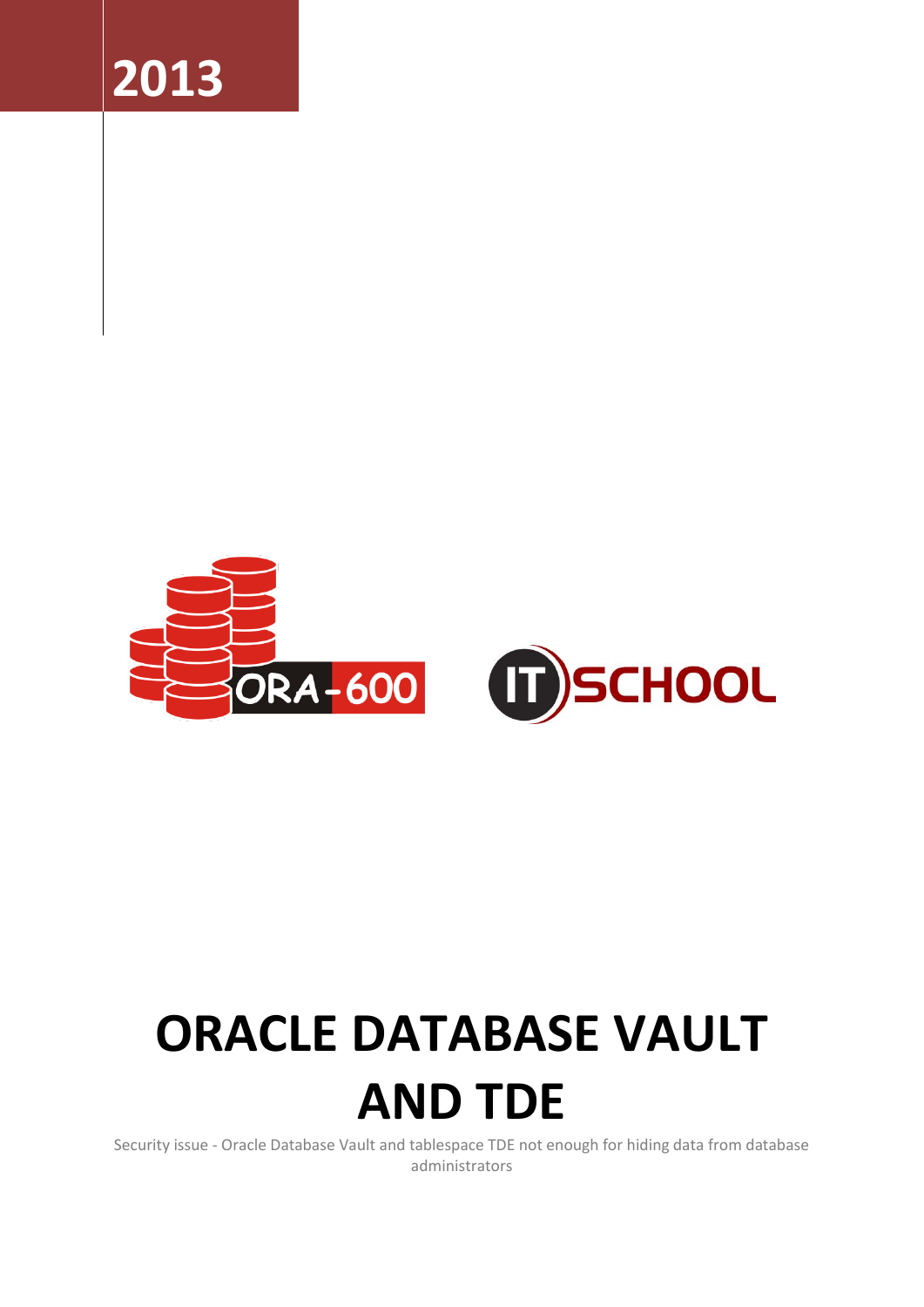2013

ORA-600

IT SCHOOL

# ORACLE DATABASE VAULT AND TDE

Security issue - Oracle Database Vault and tablespace TDE not enough for hiding data from database administrators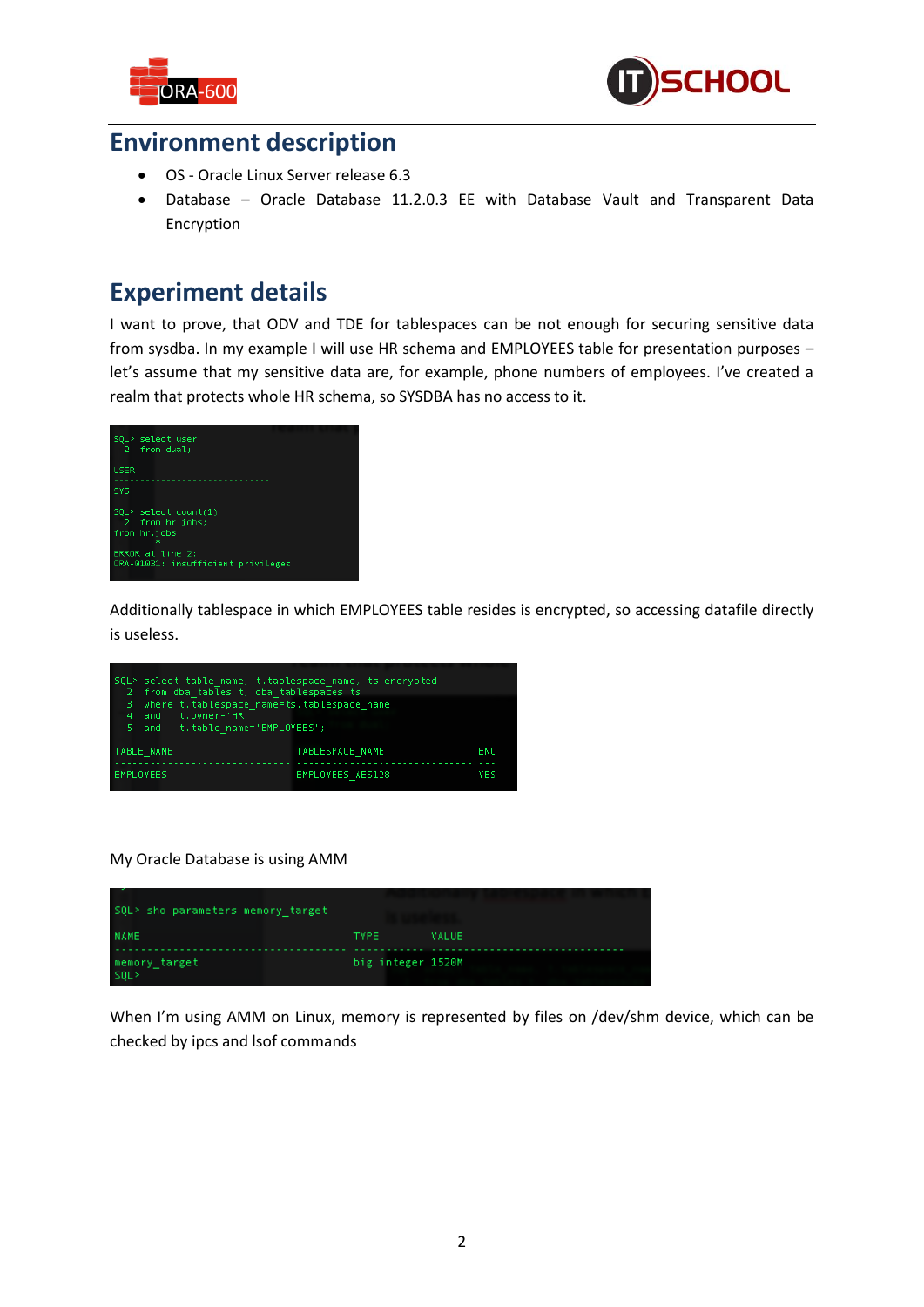## Environment description

- OS - Oracle Linux Server release 6.3
- Database – Oracle Database 11.2.0.3 EE with Database Vault and Transparent Data Encryption

## Experiment details

I want to prove, that ODV and TDE for tablespaces can be not enough for securing sensitive data from sysdba. In my example I will use HR schema and EMPLOYEES table for presentation purposes – let's assume that my sensitive data are, for example, phone numbers of employees. I've created a realm that protects whole HR schema, so SYSDBA has no access to it.

```
SQL> select user
  2  from dual;

USER
------------------------------
SYS

SQL> select count(1)
  2  from hr.jobs;
from hr.jobs
        *
ERROR at line 2:
ORA-01031: insufficient privileges
```

Additionally tablespace in which EMPLOYEES table resides is encrypted, so accessing datafile directly is useless.

```
SQL> select table_name, t.tablespace_name, ts.encrypted
  2  from dba_tables t, dba_tablespaces ts
  3  where t.tablespace_name=ts.tablespace_name
  4  and   t.owner='HR'
  5  and   t.table_name='EMPLOYEES';

TABLE_NAME                     TABLESPACE_NAME                ENC
------------------------------ ------------------------------ ---
EMPLOYEES                      EMPLOYEES_AES128               YES
```

My Oracle Database is using AMM

```
SQL> sho parameters memory_target

NAME                                 TYPE        VALUE
------------------------------------ ----------- ------------------------------
memory_target                        big integer 1520M
SQL>
```

When I'm using AMM on Linux, memory is represented by files on /dev/shm device, which can be checked by ipcs and lsof commands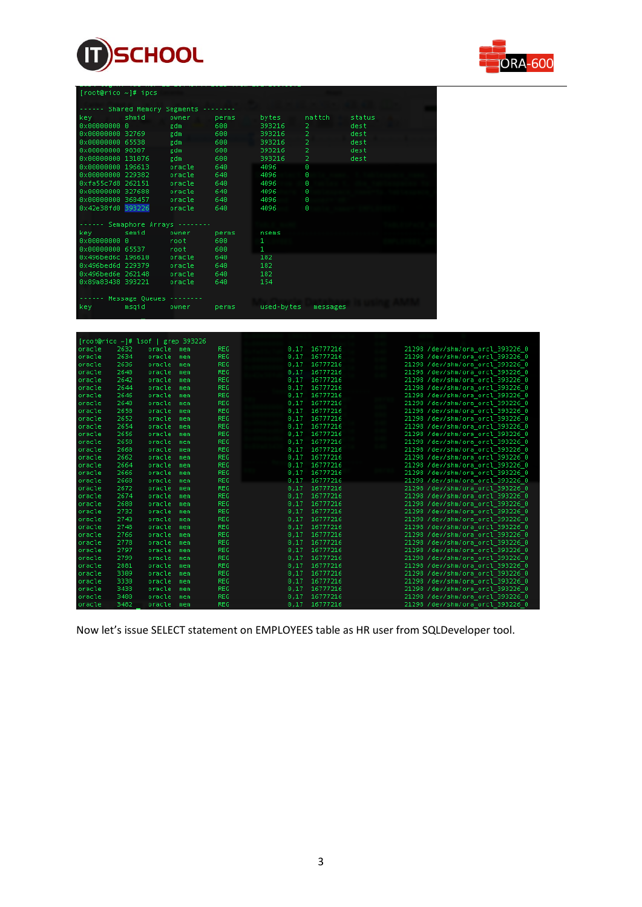```
[root@rico ~]# ipcs

------ Shared Memory Segments --------
key        shmid      owner      perms      bytes      nattch     status
0x00000000 0          gdm        600        393216     2          dest
0x00000000 32769      gdm        600        393216     2          dest
0x00000000 65538      gdm        600        393216     2          dest
0x00000000 98307      gdm        600        393216     2          dest
0x00000000 131076     gdm        600        393216     2          dest
0x00000000 196613     oracle     640        4096       0
0x00000000 229382     oracle     640        4096       0
0xfa55c7d8 262151     oracle     640        4096       0
0x00000000 327688     oracle     640        4096       0
0x00000000 360457     oracle     640        4096       0
0x42e38fd0 393226     oracle     640        4096       0

------ Semaphore Arrays --------
key        semid      owner      perms      nsems
0x00000000 0          root       600        1
0x00000000 65537      root       600        1
0x496bed6c 196610     oracle     640        182
0x496bed6d 229379     oracle     640        182
0x496bed6e 262148     oracle     640        182
0x89a83438 393221     oracle     640        154

------ Message Queues --------
key        msqid      owner      perms      used-bytes   messages
```

```
[root@rico ~]# lsof | grep 393226
oracle    2632    oracle  mem    REG    0,17  16777216    21298 /dev/shm/ora_orcl_393226_0
oracle    2634    oracle  mem    REG    0,17  16777216    21298 /dev/shm/ora_orcl_393226_0
oracle    2636    oracle  mem    REG    0,17  16777216    21298 /dev/shm/ora_orcl_393226_0
oracle    2640    oracle  mem    REG    0,17  16777216    21298 /dev/shm/ora_orcl_393226_0
oracle    2642    oracle  mem    REG    0,17  16777216    21298 /dev/shm/ora_orcl_393226_0
oracle    2644    oracle  mem    REG    0,17  16777216    21298 /dev/shm/ora_orcl_393226_0
oracle    2646    oracle  mem    REG    0,17  16777216    21298 /dev/shm/ora_orcl_393226_0
oracle    2648    oracle  mem    REG    0,17  16777216    21298 /dev/shm/ora_orcl_393226_0
oracle    2650    oracle  mem    REG    0,17  16777216    21298 /dev/shm/ora_orcl_393226_0
oracle    2652    oracle  mem    REG    0,17  16777216    21298 /dev/shm/ora_orcl_393226_0
oracle    2654    oracle  mem    REG    0,17  16777216    21298 /dev/shm/ora_orcl_393226_0
oracle    2656    oracle  mem    REG    0,17  16777216    21298 /dev/shm/ora_orcl_393226_0
oracle    2658    oracle  mem    REG    0,17  16777216    21298 /dev/shm/ora_orcl_393226_0
oracle    2660    oracle  mem    REG    0,17  16777216    21298 /dev/shm/ora_orcl_393226_0
oracle    2662    oracle  mem    REG    0,17  16777216    21298 /dev/shm/ora_orcl_393226_0
oracle    2664    oracle  mem    REG    0,17  16777216    21298 /dev/shm/ora_orcl_393226_0
oracle    2666    oracle  mem    REG    0,17  16777216    21298 /dev/shm/ora_orcl_393226_0
oracle    2668    oracle  mem    REG    0,17  16777216    21298 /dev/shm/ora_orcl_393226_0
oracle    2672    oracle  mem    REG    0,17  16777216    21298 /dev/shm/ora_orcl_393226_0
oracle    2674    oracle  mem    REG    0,17  16777216    21298 /dev/shm/ora_orcl_393226_0
oracle    2680    oracle  mem    REG    0,17  16777216    21298 /dev/shm/ora_orcl_393226_0
oracle    2732    oracle  mem    REG    0,17  16777216    21298 /dev/shm/ora_orcl_393226_0
oracle    2743    oracle  mem    REG    0,17  16777216    21298 /dev/shm/ora_orcl_393226_0
oracle    2748    oracle  mem    REG    0,17  16777216    21298 /dev/shm/ora_orcl_393226_0
oracle    2766    oracle  mem    REG    0,17  16777216    21298 /dev/shm/ora_orcl_393226_0
oracle    2778    oracle  mem    REG    0,17  16777216    21298 /dev/shm/ora_orcl_393226_0
oracle    2797    oracle  mem    REG    0,17  16777216    21298 /dev/shm/ora_orcl_393226_0
oracle    2799    oracle  mem    REG    0,17  16777216    21298 /dev/shm/ora_orcl_393226_0
oracle    2881    oracle  mem    REG    0,17  16777216    21298 /dev/shm/ora_orcl_393226_0
oracle    3309    oracle  mem    REG    0,17  16777216    21298 /dev/shm/ora_orcl_393226_0
oracle    3330    oracle  mem    REG    0,17  16777216    21298 /dev/shm/ora_orcl_393226_0
oracle    3433    oracle  mem    REG    0,17  16777216    21298 /dev/shm/ora_orcl_393226_0
oracle    3480    oracle  mem    REG    0,17  16777216    21298 /dev/shm/ora_orcl_393226_0
oracle    3482    oracle  mem    REG    0,17  16777216    21298 /dev/shm/ora_orcl_393226_0
```

Now let's issue SELECT statement on EMPLOYEES table as HR user from SQLDeveloper tool.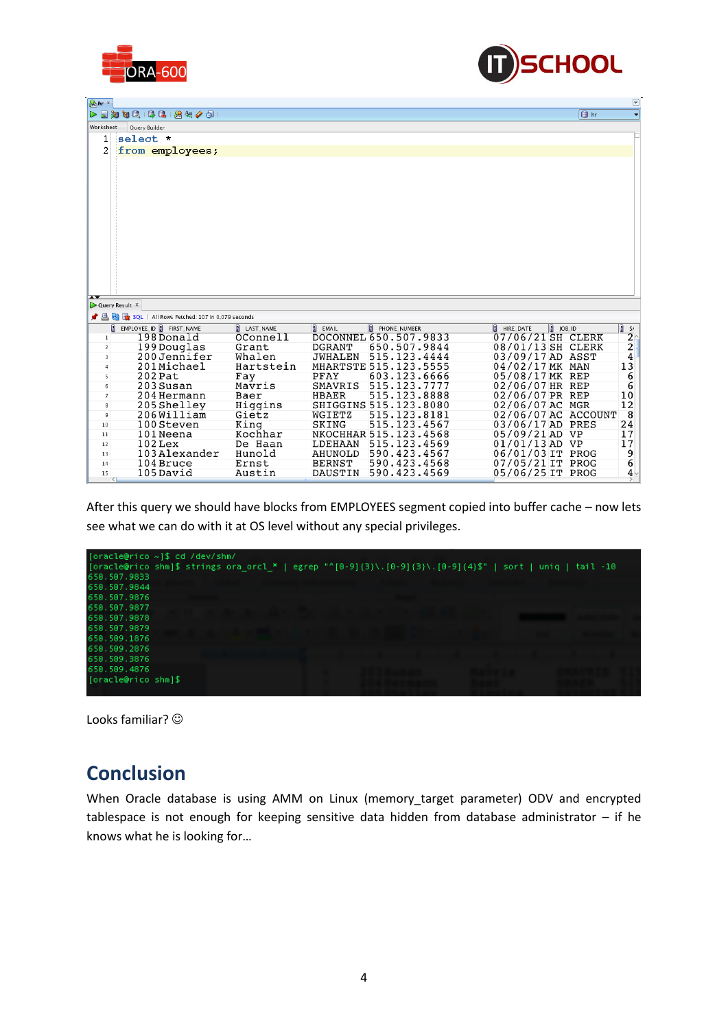```
select *
from employees;
```

All Rows Fetched: 107 in 0,079 seconds

| | EMPLOYEE_ID | FIRST_NAME | LAST_NAME | EMAIL | PHONE_NUMBER | HIRE_DATE | JOB_ID | SA |
|---|---|---|---|---|---|---|---|---|
| 1 | 198 | Donald | OConnell | DOCONNEL | 650.507.9833 | 07/06/21 | SH_CLERK | 2 |
| 2 | 199 | Douglas | Grant | DGRANT | 650.507.9844 | 08/01/13 | SH_CLERK | 2 |
| 3 | 200 | Jennifer | Whalen | JWHALEN | 515.123.4444 | 03/09/17 | AD_ASST | 4 |
| 4 | 201 | Michael | Hartstein | MHARTSTE | 515.123.5555 | 04/02/17 | MK_MAN | 13 |
| 5 | 202 | Pat | Fay | PFAY | 603.123.6666 | 05/08/17 | MK_REP | 6 |
| 6 | 203 | Susan | Mavris | SMAVRIS | 515.123.7777 | 02/06/07 | HR_REP | 6 |
| 7 | 204 | Hermann | Baer | HBAER | 515.123.8888 | 02/06/07 | PR_REP | 10 |
| 8 | 205 | Shelley | Higgins | SHIGGINS | 515.123.8080 | 02/06/07 | AC_MGR | 12 |
| 9 | 206 | William | Gietz | WGIETZ | 515.123.8181 | 02/06/07 | AC_ACCOUNT | 8 |
| 10 | 100 | Steven | King | SKING | 515.123.4567 | 03/06/17 | AD_PRES | 24 |
| 11 | 101 | Neena | Kochhar | NKOCHHAR | 515.123.4568 | 05/09/21 | AD_VP | 17 |
| 12 | 102 | Lex | De Haan | LDEHAAN | 515.123.4569 | 01/01/13 | AD_VP | 17 |
| 13 | 103 | Alexander | Hunold | AHUNOLD | 590.423.4567 | 06/01/03 | IT_PROG | 9 |
| 14 | 104 | Bruce | Ernst | BERNST | 590.423.4568 | 07/05/21 | IT_PROG | 6 |
| 15 | 105 | David | Austin | DAUSTIN | 590.423.4569 | 05/06/25 | IT_PROG | 4 |

After this query we should have blocks from EMPLOYEES segment copied into buffer cache – now lets see what we can do with it at OS level without any special privileges.

```
[oracle@rico ~]$ cd /dev/shm/
[oracle@rico shm]$ strings ora_orcl_* | egrep "^[0-9]{3}\.[0-9]{3}\.[0-9]{4}$" | sort | uniq | tail -10
650.507.9833
650.507.9844
650.507.9876
650.507.9877
650.507.9878
650.507.9879
650.509.1876
650.509.2876
650.509.3876
650.509.4876
[oracle@rico shm]$
```

Looks familiar? ☺

## Conclusion

When Oracle database is using AMM on Linux (memory_target parameter) ODV and encrypted tablespace is not enough for keeping sensitive data hidden from database administrator – if he knows what he is looking for…